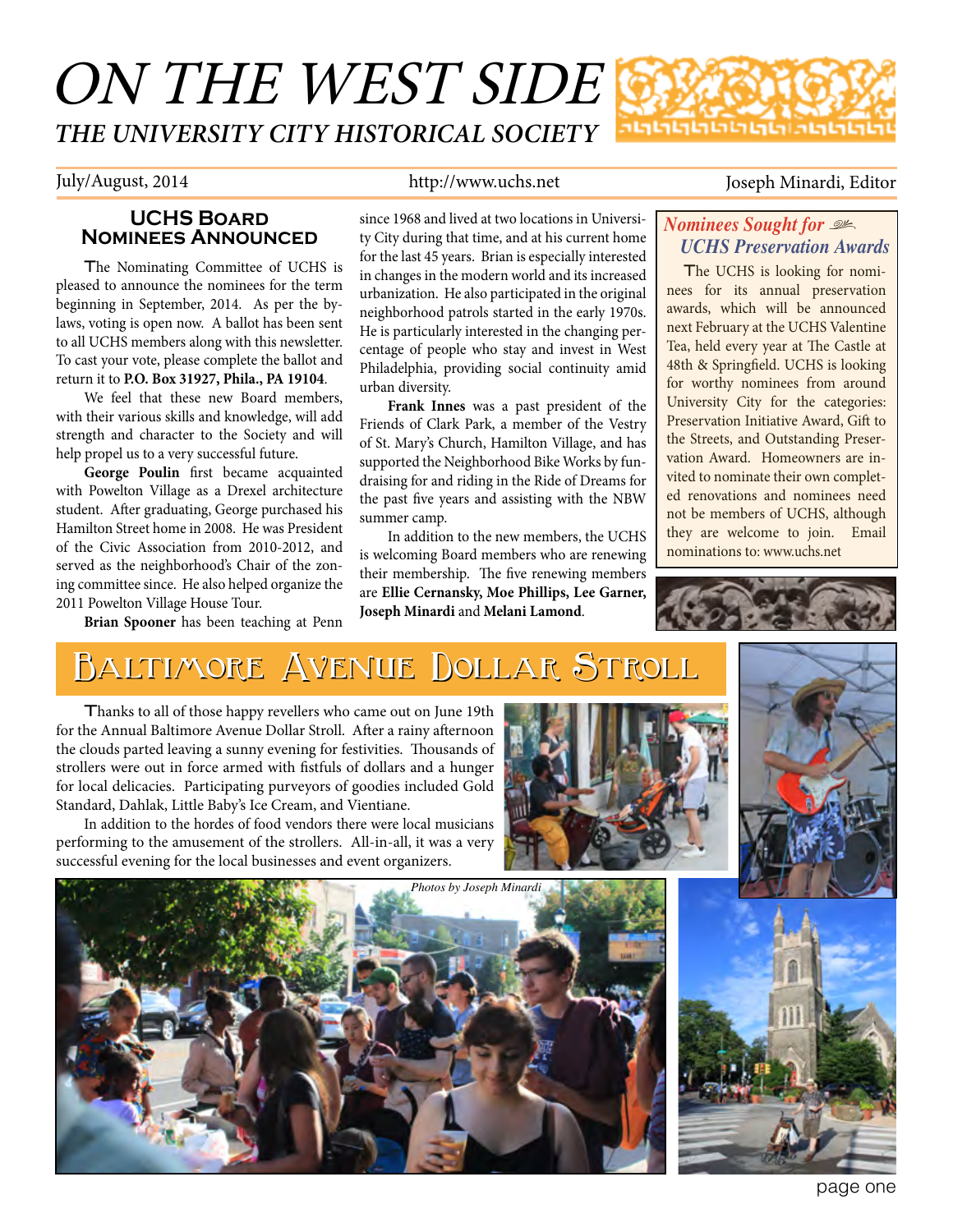# ON THE WEST SIDE

## THE UNIVERSITY CITY HISTORICAL SOCIETY

July/August, 2014 — http://www.uchs.net — Joseph Minardi, Editor

### UCHS Board Nominees Announced

The Nominating Committee of UCHS is pleased to announce the nominees for the term beginning in September, 2014. As per the by-laws, voting is open now. A ballot has been sent to all UCHS members along with this newsletter. To cast your vote, please complete the ballot and return it to **P.O. Box 31927, Phila., PA 19104**.

We feel that these new Board members, with their various skills and knowledge, will add strength and character to the Society and will help propel us to a very successful future.

**George Poulin** first became acquainted with Powelton Village as a Drexel architecture student. After graduating, George purchased his Hamilton Street home in 2008. He was President of the Civic Association from 2010-2012, and served as the neighborhood's Chair of the zoning committee since. He also helped organize the 2011 Powelton Village House Tour.

**Brian Spooner** has been teaching at Penn since 1968 and lived at two locations in University City during that time, and at his current home for the last 45 years. Brian is especially interested in changes in the modern world and its increased urbanization. He also participated in the original neighborhood patrols started in the early 1970s. He is particularly interested in the changing percentage of people who stay and invest in West Philadelphia, providing social continuity amid urban diversity.

**Frank Innes** was a past president of the Friends of Clark Park, a member of the Vestry of St. Mary's Church, Hamilton Village, and has supported the Neighborhood Bike Works by fundraising for and riding in the Ride of Dreams for the past five years and assisting with the NBW summer camp.

In addition to the new members, the UCHS is welcoming Board members who are renewing their membership. The five renewing members are **Ellie Cernansky, Moe Phillips, Lee Garner, Joseph Minardi** and **Melani Lamond**.

### *Nominees Sought for UCHS Preservation Awards*

The UCHS is looking for nominees for its annual preservation awards, which will be announced next February at the UCHS Valentine Tea, held every year at The Castle at 48th & Springfield. UCHS is looking for worthy nominees from around University City for the categories: Preservation Initiative Award, Gift to the Streets, and Outstanding Preservation Award. Homeowners are invited to nominate their own completed renovations and nominees need not be members of UCHS, although they are welcome to join. Email nominations to: www.uchs.net

## Baltimore Avenue Dollar Stroll

Thanks to all of those happy revellers who came out on June 19th for the Annual Baltimore Avenue Dollar Stroll. After a rainy afternoon the clouds parted leaving a sunny evening for festivities. Thousands of strollers were out in force armed with fistfuls of dollars and a hunger for local delicacies. Participating purveyors of goodies included Gold Standard, Dahlak, Little Baby's Ice Cream, and Vientiane.

In addition to the hordes of food vendors there were local musicians performing to the amusement of the strollers. All-in-all, it was a very successful evening for the local businesses and event organizers.

*Photos by Joseph Minardi*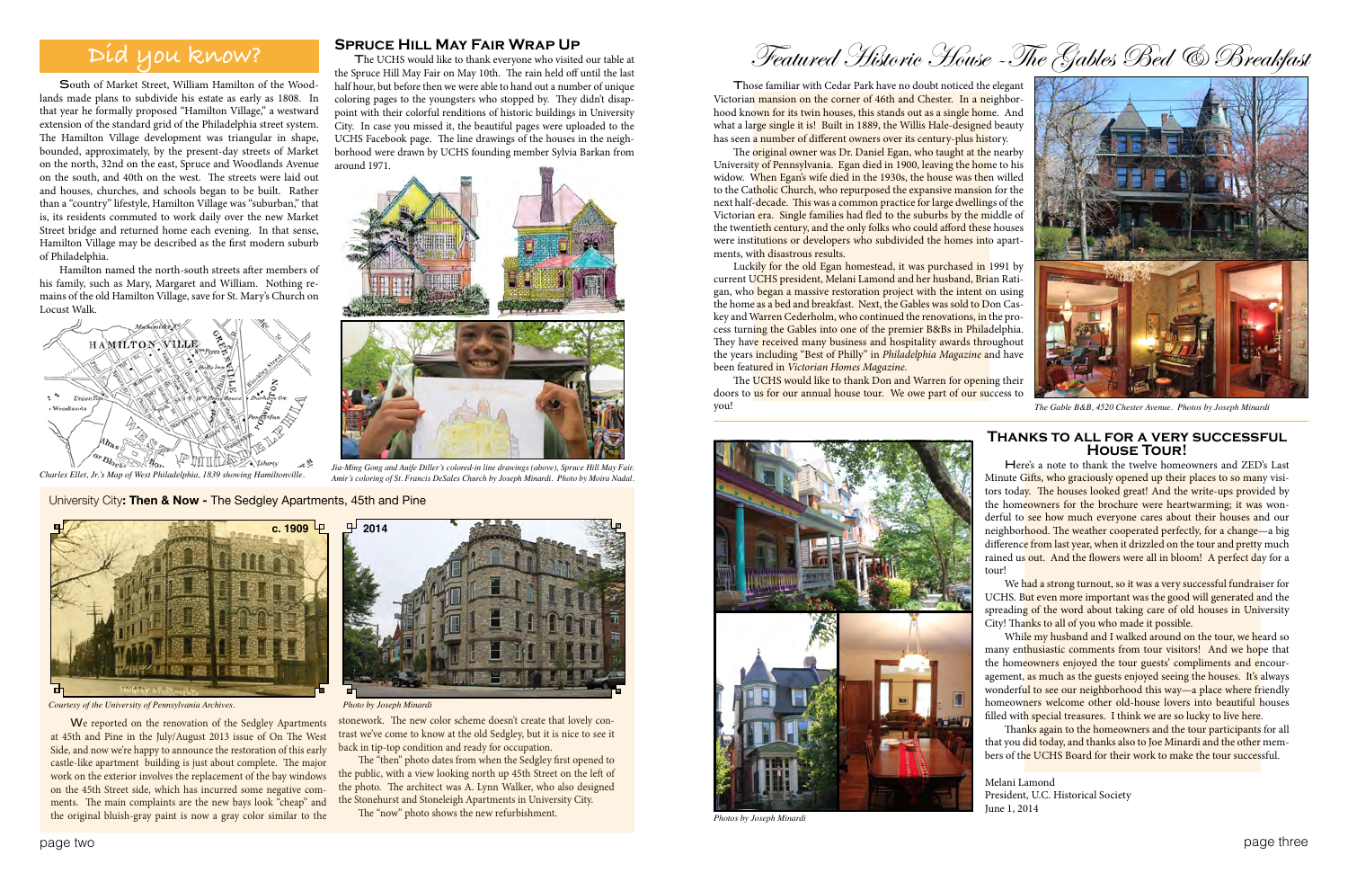## Did you know?

South of Market Street, William Hamilton of the Woodlands made plans to subdivide his estate as early as 1808. In that year he formally proposed "Hamilton Village," a westward extension of the standard grid of the Philadelphia street system. The Hamilton Village development was triangular in shape, bounded, approximately, by the present-day streets of Market on the north, 32nd on the east, Spruce and Woodlands Avenue on the south, and 40th on the west. The streets were laid out and houses, churches, and schools began to be built. Rather than a "country" lifestyle, Hamilton Village was "suburban," that is, its residents commuted to work daily over the new Market Street bridge and returned home each evening. In that sense, Hamilton Village may be described as the first modern suburb of Philadelphia.

Hamilton named the north-south streets after members of his family, such as Mary, Margaret and William. Nothing remains of the old Hamilton Village, save for St. Mary's Church on Locust Walk.

*Charles Ellet, Jr.'s Map of West Philadelphia, 1839 showing Hamiltonville.*

## Spruce Hill May Fair Wrap Up

The UCHS would like to thank everyone who visited our table at the Spruce Hill May Fair on May 10th. The rain held off until the last half hour, but before then we were able to hand out a number of unique coloring pages to the youngsters who stopped by. They didn't disappoint with their colorful renditions of historic buildings in University City. In case you missed it, the beautiful pages were uploaded to the UCHS Facebook page. The line drawings of the houses in the neighborhood were drawn by UCHS founding member Sylvia Barkan from around 1971.

*Jia-Ming Gong and Auife Diller's colored-in line drawings (above), Spruce Hill May Fair. Amir's coloring of St. Francis DeSales Church by Joseph Minardi. Photo by Moira Nadal.*

## University City: Then & Now - The Sedgley Apartments, 45th and Pine

c. 1909

*Courtesy of the University of Pennsylvania Archives.*

2014

*Photo by Joseph Minardi*

We reported on the renovation of the Sedgley Apartments at 45th and Pine in the July/August 2013 issue of On The West Side, and now we're happy to announce the restoration of this early castle-like apartment building is just about complete. The major work on the exterior involves the replacement of the bay windows on the 45th Street side, which has incurred some negative comments. The main complaints are the new bays look "cheap" and the original bluish-gray paint is now a gray color similar to the stonework. The new color scheme doesn't create that lovely contrast we've come to know at the old Sedgley, but it is nice to see it back in tip-top condition and ready for occupation.

The "then" photo dates from when the Sedgley first opened to the public, with a view looking north up 45th Street on the left of the photo. The architect was A. Lynn Walker, who also designed the Stonehurst and Stoneleigh Apartments in University City.

The "now" photo shows the new refurbishment.

# Featured Historic House - The Gables Bed & Breakfast

Those familiar with Cedar Park have no doubt noticed the elegant Victorian mansion on the corner of 46th and Chester. In a neighborhood known for its twin houses, this stands out as a single home. And what a large single it is! Built in 1889, the Willis Hale-designed beauty has seen a number of different owners over its century-plus history.

The original owner was Dr. Daniel Egan, who taught at the nearby University of Pennsylvania. Egan died in 1900, leaving the home to his widow. When Egan's wife died in the 1930s, the house was then willed to the Catholic Church, who repurposed the expansive mansion for the next half-decade. This was a common practice for large dwellings of the Victorian era. Single families had fled to the suburbs by the middle of the twentieth century, and the only folks who could afford these houses were institutions or developers who subdivided the homes into apartments, with disastrous results.

Luckily for the old Egan homestead, it was purchased in 1991 by current UCHS president, Melani Lamond and her husband, Brian Ratigan, who began a massive restoration project with the intent on using the home as a bed and breakfast. Next, the Gables was sold to Don Caskey and Warren Cederholm, who continued the renovations, in the process turning the Gables into one of the premier B&Bs in Philadelphia. They have received many business and hospitality awards throughout the years including "Best of Philly" in *Philadelphia Magazine* and have been featured in *Victorian Homes Magazine*.

The UCHS would like to thank Don and Warren for opening their doors to us for our annual house tour. We owe part of our success to you!

*The Gable B&B, 4520 Chester Avenue. Photos by Joseph Minardi*

*Photos by Joseph Minardi*

## Thanks to all for a very successful House Tour!

Here's a note to thank the twelve homeowners and ZED's Last Minute Gifts, who graciously opened up their places to so many visitors today. The houses looked great! And the write-ups provided by the homeowners for the brochure were heartwarming; it was wonderful to see how much everyone cares about their houses and our neighborhood. The weather cooperated perfectly, for a change—a big difference from last year, when it drizzled on the tour and pretty much rained us out. And the flowers were all in bloom! A perfect day for a tour!

We had a strong turnout, so it was a very successful fundraiser for UCHS. But even more important was the good will generated and the spreading of the word about taking care of old houses in University City! Thanks to all of you who made it possible.

While my husband and I walked around on the tour, we heard so many enthusiastic comments from tour visitors! And we hope that the homeowners enjoyed the tour guests' compliments and encouragement, as much as the guests enjoyed seeing the houses. It's always wonderful to see our neighborhood this way—a place where friendly homeowners welcome other old-house lovers into beautiful houses filled with special treasures. I think we are so lucky to live here.

Thanks again to the homeowners and the tour participants for all that you did today, and thanks also to Joe Minardi and the other members of the UCHS Board for their work to make the tour successful.

Melani Lamond
President, U.C. Historical Society
June 1, 2014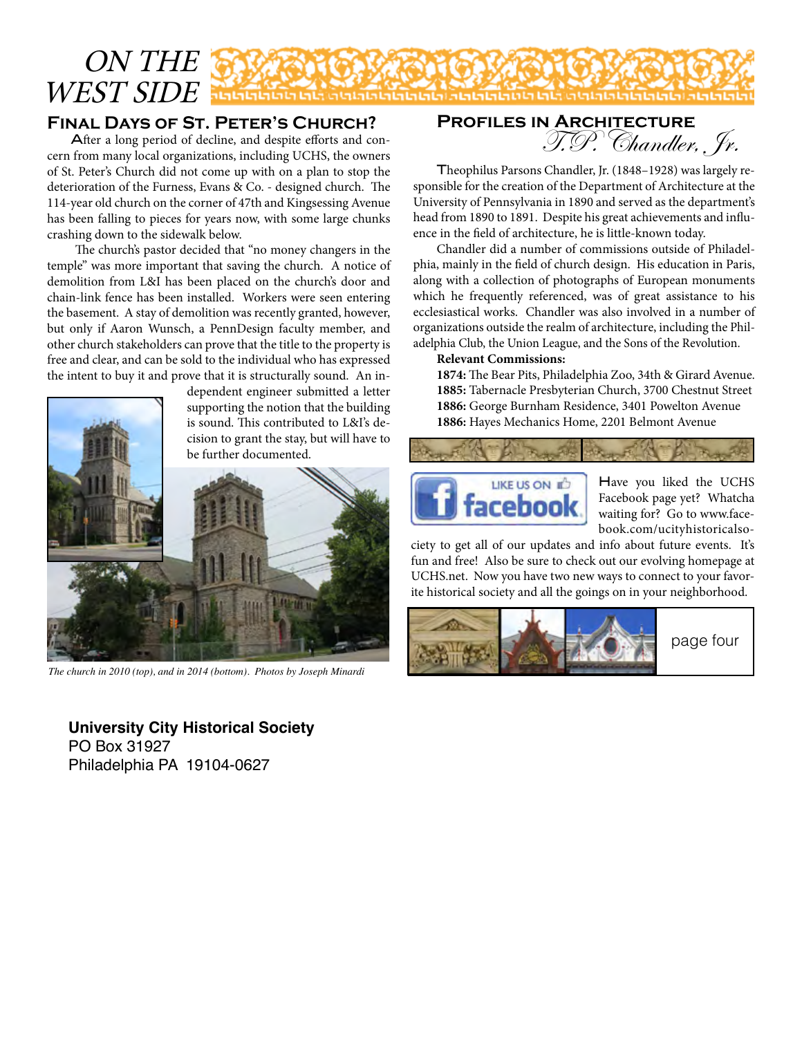# ON THE WEST SIDE

## Final Days of St. Peter's Church?

After a long period of decline, and despite efforts and concern from many local organizations, including UCHS, the owners of St. Peter's Church did not come up with on a plan to stop the deterioration of the Furness, Evans & Co. - designed church. The 114-year old church on the corner of 47th and Kingsessing Avenue has been falling to pieces for years now, with some large chunks crashing down to the sidewalk below.

The church's pastor decided that "no money changers in the temple" was more important that saving the church. A notice of demolition from L&I has been placed on the church's door and chain-link fence has been installed. Workers were seen entering the basement. A stay of demolition was recently granted, however, but only if Aaron Wunsch, a PennDesign faculty member, and other church stakeholders can prove that the title to the property is free and clear, and can be sold to the individual who has expressed the intent to buy it and prove that it is structurally sound. An independent engineer submitted a letter supporting the notion that the building is sound. This contributed to L&I's decision to grant the stay, but will have to be further documented.

*The church in 2010 (top), and in 2014 (bottom). Photos by Joseph Minardi*

## Profiles in Architecture

### T.P. Chandler, Jr.

Theophilus Parsons Chandler, Jr. (1848–1928) was largely responsible for the creation of the Department of Architecture at the University of Pennsylvania in 1890 and served as the department's head from 1890 to 1891. Despite his great achievements and influence in the field of architecture, he is little-known today.

Chandler did a number of commissions outside of Philadelphia, mainly in the field of church design. His education in Paris, along with a collection of photographs of European monuments which he frequently referenced, was of great assistance to his ecclesiastical works. Chandler was also involved in a number of organizations outside the realm of architecture, including the Philadelphia Club, the Union League, and the Sons of the Revolution.

**Relevant Commissions:**

**1874:** The Bear Pits, Philadelphia Zoo, 34th & Girard Avenue.
**1885:** Tabernacle Presbyterian Church, 3700 Chestnut Street
**1886:** George Burnham Residence, 3401 Powelton Avenue
**1886:** Hayes Mechanics Home, 2201 Belmont Avenue

LIKE US ON facebook

Have you liked the UCHS Facebook page yet? Whatcha waiting for? Go to www.facebook.com/ucityhistoricalsociety to get all of our updates and info about future events. It's fun and free! Also be sure to check out our evolving homepage at UCHS.net. Now you have two new ways to connect to your favorite historical society and all the goings on in your neighborhood.

**University City Historical Society**
PO Box 31927
Philadelphia PA 19104-0627